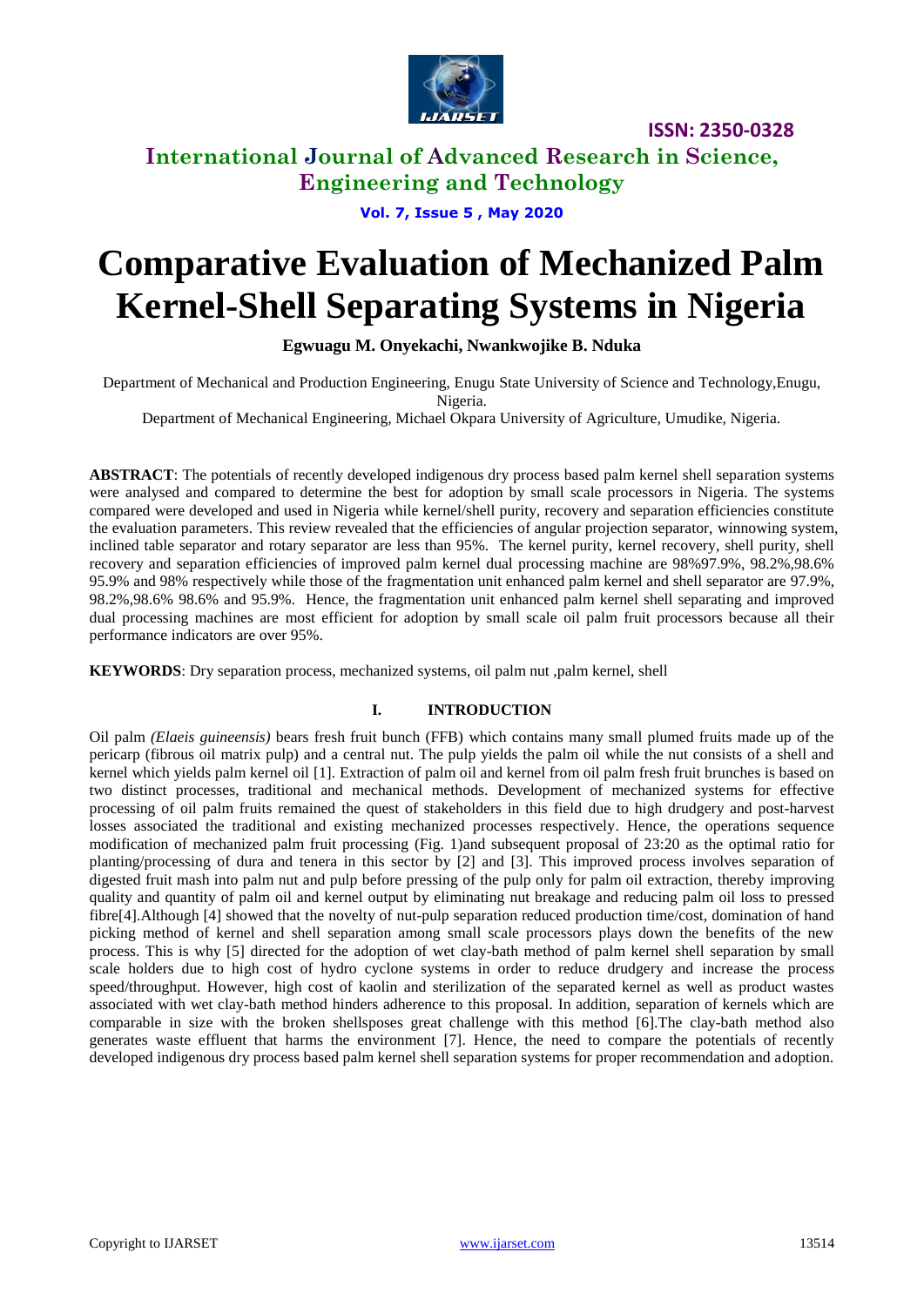# Comparative Evaluation of Mechanized Palm Kernel-Shell Separating Systems in Nigeria

**Egwuagu M. Onyekachi, Nwankwojike B. Nduka**

Department of Mechanical and Production Engineering, Enugu State University of Science and Technology,Enugu, Nigeria.

Department of Mechanical Engineering, Michael Okpara University of Agriculture, Umudike, Nigeria.

**ABSTRACT**: The potentials of recently developed indigenous dry process based palm kernel shell separation systems were analysed and compared to determine the best for adoption by small scale processors in Nigeria. The systems compared were developed and used in Nigeria while kernel/shell purity, recovery and separation efficiencies constitute the evaluation parameters. This review revealed that the efficiencies of angular projection separator, winnowing system, inclined table separator and rotary separator are less than 95%. The kernel purity, kernel recovery, shell purity, shell recovery and separation efficiencies of improved palm kernel dual processing machine are 98%97.9%, 98.2%,98.6% 95.9% and 98% respectively while those of the fragmentation unit enhanced palm kernel and shell separator are 97.9%, 98.2%,98.6% 98.6% and 95.9%. Hence, the fragmentation unit enhanced palm kernel shell separating and improved dual processing machines are most efficient for adoption by small scale oil palm fruit processors because all their performance indicators are over 95%.

**KEYWORDS**: Dry separation process, mechanized systems, oil palm nut ,palm kernel, shell

## I. INTRODUCTION

Oil palm *(Elaeis guineensis)* bears fresh fruit bunch (FFB) which contains many small plumed fruits made up of the pericarp (fibrous oil matrix pulp) and a central nut. The pulp yields the palm oil while the nut consists of a shell and kernel which yields palm kernel oil [1]. Extraction of palm oil and kernel from oil palm fresh fruit brunches is based on two distinct processes, traditional and mechanical methods. Development of mechanized systems for effective processing of oil palm fruits remained the quest of stakeholders in this field due to high drudgery and post-harvest losses associated the traditional and existing mechanized processes respectively. Hence, the operations sequence modification of mechanized palm fruit processing (Fig. 1)and subsequent proposal of 23:20 as the optimal ratio for planting/processing of dura and tenera in this sector by [2] and [3]. This improved process involves separation of digested fruit mash into palm nut and pulp before pressing of the pulp only for palm oil extraction, thereby improving quality and quantity of palm oil and kernel output by eliminating nut breakage and reducing palm oil loss to pressed fibre[4].Although [4] showed that the novelty of nut-pulp separation reduced production time/cost, domination of hand picking method of kernel and shell separation among small scale processors plays down the benefits of the new process. This is why [5] directed for the adoption of wet clay-bath method of palm kernel shell separation by small scale holders due to high cost of hydro cyclone systems in order to reduce drudgery and increase the process speed/throughput. However, high cost of kaolin and sterilization of the separated kernel as well as product wastes associated with wet clay-bath method hinders adherence to this proposal. In addition, separation of kernels which are comparable in size with the broken shellsposes great challenge with this method [6].The clay-bath method also generates waste effluent that harms the environment [7]. Hence, the need to compare the potentials of recently developed indigenous dry process based palm kernel shell separation systems for proper recommendation and adoption.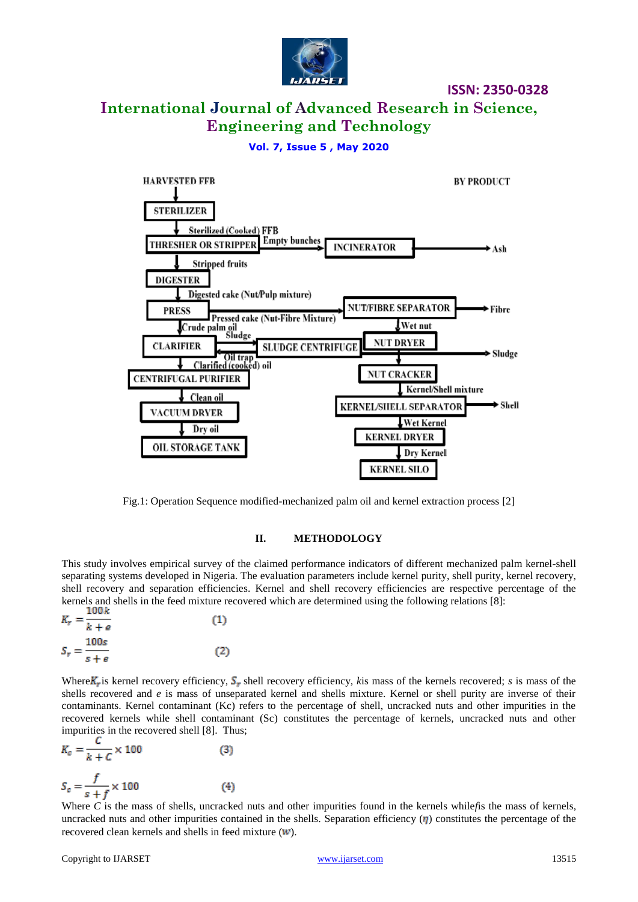HARVESTED FFB → STERILIZER → Sterilized (Cooked) FFB → THRESHER OR STRIPPER → Empty bunches → INCINERATOR → Ash

BY PRODUCT

Stripped fruits → DIGESTER → Digested cake (Nut/Pulp mixture) → PRESS → Pressed cake (Nut-Fibre Mixture) → NUT/FIBRE SEPARATOR → Fibre

Crude palm oil → CLARIFIER → Sludge → SLUDGE CENTRIFUGE → Sludge; Oil trap → CLARIFIER

Clarified (cooked) oil → CENTRIFUGAL PURIFIER → Clean oil → VACUUM DRYER → Dry oil → OIL STORAGE TANK

Wet nut → NUT DRYER → NUT CRACKER → Kernel/Shell mixture → KERNEL/SHELL SEPARATOR → Shell

Wet Kernel → KERNEL DRYER → Dry Kernel → KERNEL SILO

Fig.1: Operation Sequence modified-mechanized palm oil and kernel extraction process [2]

## II. METHODOLOGY

This study involves empirical survey of the claimed performance indicators of different mechanized palm kernel-shell separating systems developed in Nigeria. The evaluation parameters include kernel purity, shell purity, kernel recovery, shell recovery and separation efficiencies. Kernel and shell recovery efficiencies are respective percentage of the kernels and shells in the feed mixture recovered which are determined using the following relations [8]:

$$K_r = \frac{100k}{k+e} \qquad (1)$$

$$S_r = \frac{100s}{s+e} \qquad (2)$$

Where $K_r$ is kernel recovery efficiency, $S_r$ shell recovery efficiency, $k$ is mass of the kernels recovered; $s$ is mass of the shells recovered and $e$ is mass of unseparated kernel and shells mixture. Kernel or shell purity are inverse of their contaminants. Kernel contaminant (Kc) refers to the percentage of shell, uncracked nuts and other impurities in the recovered kernels while shell contaminant (Sc) constitutes the percentage of kernels, uncracked nuts and other impurities in the recovered shell [8]. Thus;

$$K_c = \frac{C}{k+C} \times 100 \qquad (3)$$

$$S_c = \frac{f}{s+f} \times 100 \qquad (4)$$

Where $C$ is the mass of shells, uncracked nuts and other impurities found in the kernels while $f$ is the mass of kernels, uncracked nuts and other impurities contained in the shells. Separation efficiency ($\eta$) constitutes the percentage of the recovered clean kernels and shells in feed mixture ($w$).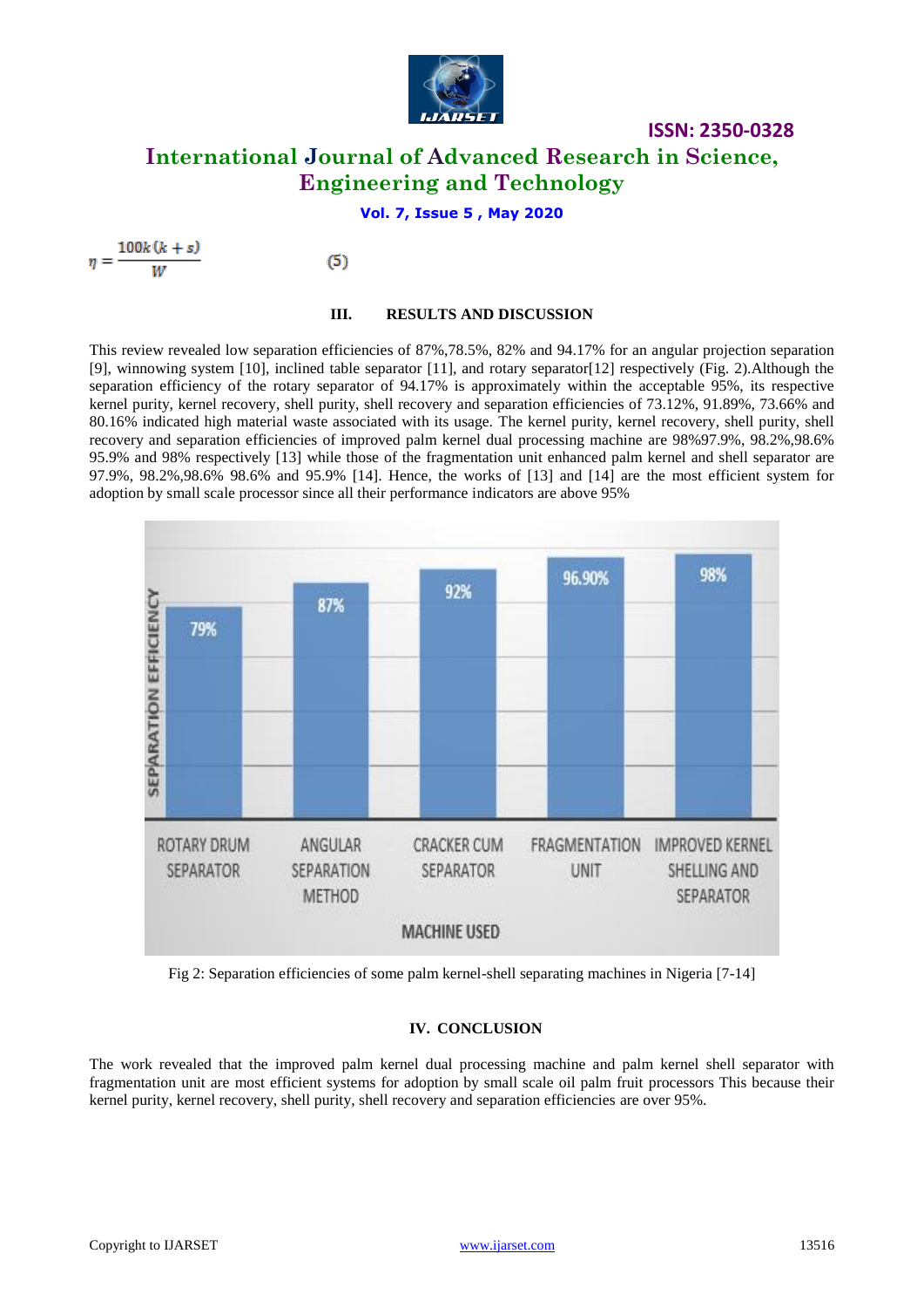$$\eta = \frac{100k\,(k+s)}{W} \qquad (5)$$

## III. RESULTS AND DISCUSSION

This review revealed low separation efficiencies of 87%,78.5%, 82% and 94.17% for an angular projection separation [9], winnowing system [10], inclined table separator [11], and rotary separator[12] respectively (Fig. 2).Although the separation efficiency of the rotary separator of 94.17% is approximately within the acceptable 95%, its respective kernel purity, kernel recovery, shell purity, shell recovery and separation efficiencies of 73.12%, 91.89%, 73.66% and 80.16% indicated high material waste associated with its usage. The kernel purity, kernel recovery, shell purity, shell recovery and separation efficiencies of improved palm kernel dual processing machine are 98%97.9%, 98.2%,98.6% 95.9% and 98% respectively [13] while those of the fragmentation unit enhanced palm kernel and shell separator are 97.9%, 98.2%,98.6% 98.6% and 95.9% [14]. Hence, the works of [13] and [14] are the most efficient system for adoption by small scale processor since all their performance indicators are above 95%

| MACHINE USED | SEPARATION EFFICIENCY |
|---|---|
| ROTARY DRUM SEPARATOR | 79% |
| ANGULAR SEPARATION METHOD | 87% |
| CRACKER CUM SEPARATOR | 92% |
| FRAGMENTATION UNIT | 96.90% |
| IMPROVED KERNEL SHELLING AND SEPARATOR | 98% |

Fig 2: Separation efficiencies of some palm kernel-shell separating machines in Nigeria [7-14]

## IV. CONCLUSION

The work revealed that the improved palm kernel dual processing machine and palm kernel shell separator with fragmentation unit are most efficient systems for adoption by small scale oil palm fruit processors This because their kernel purity, kernel recovery, shell purity, shell recovery and separation efficiencies are over 95%.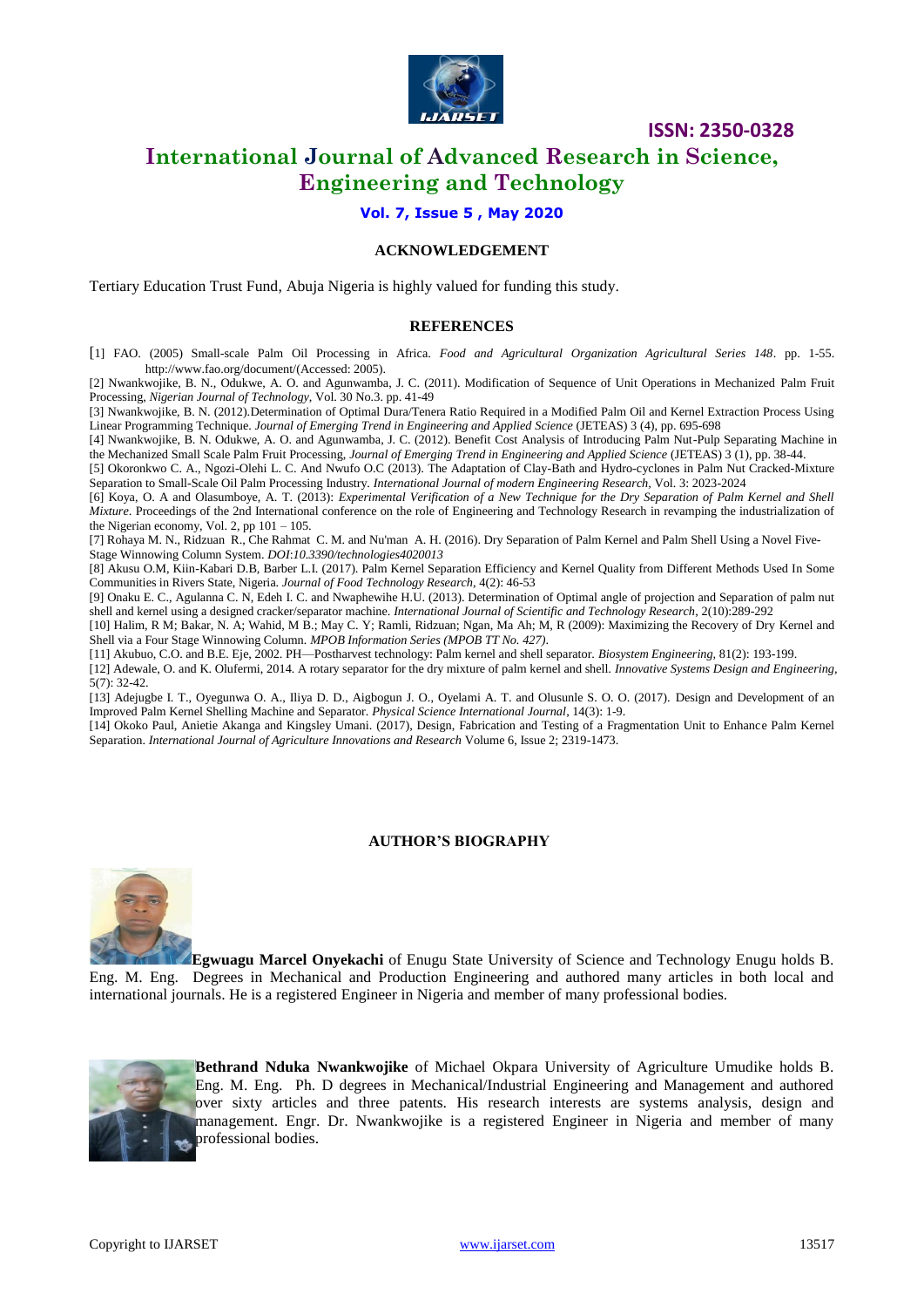## ACKNOWLEDGEMENT

Tertiary Education Trust Fund, Abuja Nigeria is highly valued for funding this study.

## REFERENCES

[1] FAO. (2005) Small-scale Palm Oil Processing in Africa. *Food and Agricultural Organization Agricultural Series 148*. pp. 1-55. http://www.fao.org/document/(Accessed: 2005).

[2] Nwankwojike, B. N., Odukwe, A. O. and Agunwamba, J. C. (2011). Modification of Sequence of Unit Operations in Mechanized Palm Fruit Processing, *Nigerian Journal of Technology*, Vol. 30 No.3. pp. 41-49

[3] Nwankwojike, B. N. (2012).Determination of Optimal Dura/Tenera Ratio Required in a Modified Palm Oil and Kernel Extraction Process Using Linear Programming Technique. *Journal of Emerging Trend in Engineering and Applied Science* (JETEAS) 3 (4), pp. 695-698

[4] Nwankwojike, B. N. Odukwe, A. O. and Agunwamba, J. C. (2012). Benefit Cost Analysis of Introducing Palm Nut-Pulp Separating Machine in the Mechanized Small Scale Palm Fruit Processing, *Journal of Emerging Trend in Engineering and Applied Science* (JETEAS) 3 (1), pp. 38-44.

[5] Okoronkwo C. A., Ngozi-Olehi L. C. And Nwufo O.C (2013). The Adaptation of Clay-Bath and Hydro-cyclones in Palm Nut Cracked-Mixture Separation to Small-Scale Oil Palm Processing Industry. *International Journal of modern Engineering Research*, Vol. 3: 2023-2024

[6] Koya, O. A and Olasumboye, A. T. (2013): *Experimental Verification of a New Technique for the Dry Separation of Palm Kernel and Shell Mixture*. Proceedings of the 2nd International conference on the role of Engineering and Technology Research in revamping the industrialization of the Nigerian economy, Vol. 2, pp 101 – 105.

[7] Rohaya M. N., Ridzuan R., Che Rahmat C. M. and Nu'man A. H. (2016). Dry Separation of Palm Kernel and Palm Shell Using a Novel Five-Stage Winnowing Column System. *DOI:10.3390/technologies4020013*

[8] Akusu O.M, Kiin-Kabari D.B, Barber L.I. (2017). Palm Kernel Separation Efficiency and Kernel Quality from Different Methods Used In Some Communities in Rivers State, Nigeria. *Journal of Food Technology Research*, 4(2): 46-53

[9] Onaku E. C., Agulanna C. N, Edeh I. C. and Nwaphewihe H.U. (2013). Determination of Optimal angle of projection and Separation of palm nut shell and kernel using a designed cracker/separator machine. *International Journal of Scientific and Technology Research*, 2(10):289-292

[10] Halim, R M; Bakar, N. A; Wahid, M B.; May C. Y; Ramli, Ridzuan; Ngan, Ma Ah; M, R (2009): Maximizing the Recovery of Dry Kernel and Shell via a Four Stage Winnowing Column. *MPOB Information Series (MPOB TT No. 427)*.

[11] Akubuo, C.O. and B.E. Eje, 2002. PH—Postharvest technology: Palm kernel and shell separator. *Biosystem Engineering*, 81(2): 193-199.

[12] Adewale, O. and K. Olufermi, 2014. A rotary separator for the dry mixture of palm kernel and shell. *Innovative Systems Design and Engineering*, 5(7): 32-42.

[13] Adejugbe I. T., Oyegunwa O. A., Iliya D. D., Aigbogun J. O., Oyelami A. T. and Olusunle S. O. O. (2017). Design and Development of an Improved Palm Kernel Shelling Machine and Separator. *Physical Science International Journal*, 14(3): 1-9.

[14] Okoko Paul, Anietie Akanga and Kingsley Umani. (2017), Design, Fabrication and Testing of a Fragmentation Unit to Enhance Palm Kernel Separation. *International Journal of Agriculture Innovations and Research* Volume 6, Issue 2; 2319-1473.

## AUTHOR'S BIOGRAPHY

**Egwuagu Marcel Onyekachi** of Enugu State University of Science and Technology Enugu holds B. Eng. M. Eng. Degrees in Mechanical and Production Engineering and authored many articles in both local and international journals. He is a registered Engineer in Nigeria and member of many professional bodies.

**Bethrand Nduka Nwankwojike** of Michael Okpara University of Agriculture Umudike holds B. Eng. M. Eng. Ph. D degrees in Mechanical/Industrial Engineering and Management and authored over sixty articles and three patents. His research interests are systems analysis, design and management. Engr. Dr. Nwankwojike is a registered Engineer in Nigeria and member of many professional bodies.